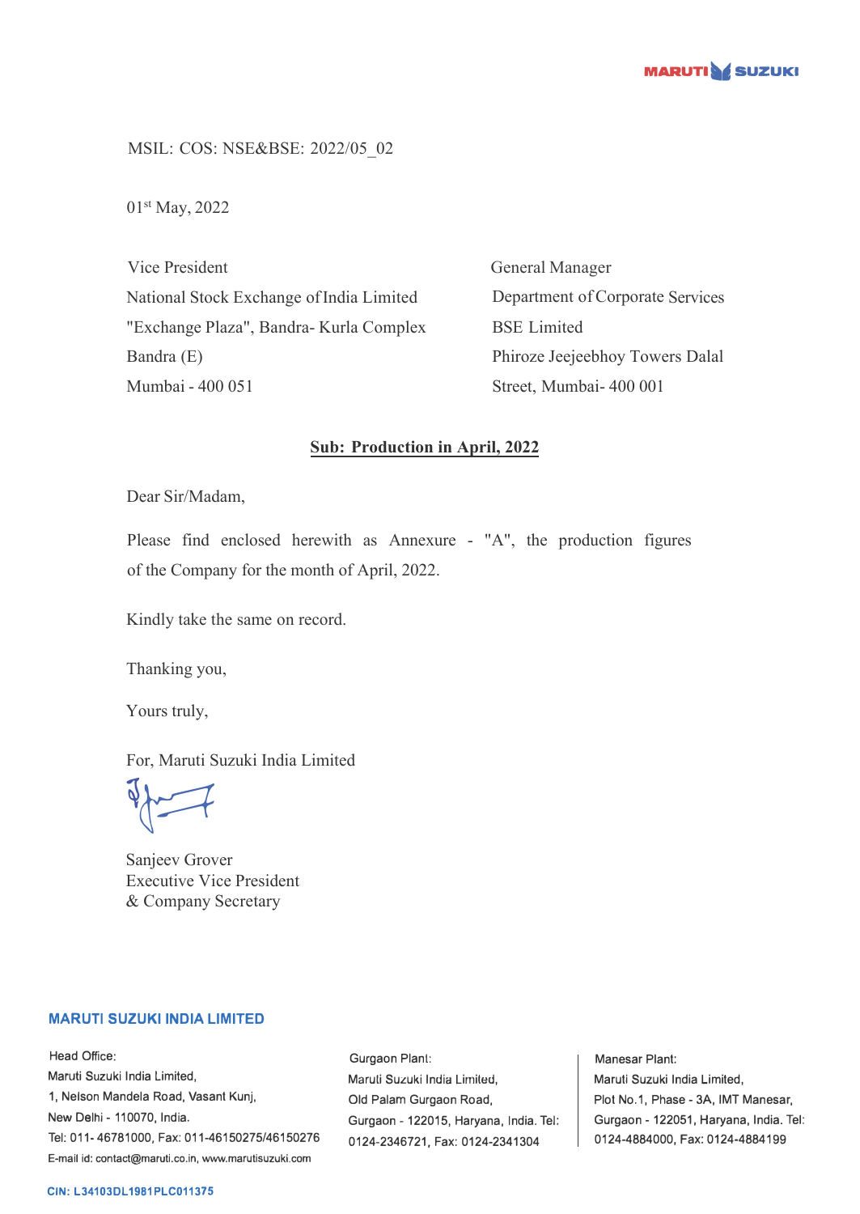MSIL: COS: NSE&BSE: 2022/05_02

01st May, 2022

Vice President
National Stock Exchange of India Limited
"Exchange Plaza", Bandra- Kurla Complex
Bandra (E)
Mumbai - 400 051

General Manager
Department of Corporate Services
BSE Limited
Phiroze Jeejeebhoy Towers Dalal
Street, Mumbai- 400 001

**Sub: Production in April, 2022**

Dear Sir/Madam,

Please find enclosed herewith as Annexure - "A", the production figures of the Company for the month of April, 2022.

Kindly take the same on record.

Thanking you,

Yours truly,

For, Maruti Suzuki India Limited

Sanjeev Grover
Executive Vice President
& Company Secretary

**MARUTI SUZUKI INDIA LIMITED**

Head Office:
Maruti Suzuki India Limited,
1, Nelson Mandela Road, Vasant Kunj,
New Delhi - 110070, India.
Tel: 011- 46781000, Fax: 011-46150275/46150276
E-mail id: contact@maruti.co.in, www.marutisuzuki.com

Gurgaon Plant:
Maruti Suzuki India Limited,
Old Palam Gurgaon Road,
Gurgaon - 122015, Haryana, India. Tel: 0124-2346721, Fax: 0124-2341304

Manesar Plant:
Maruti Suzuki India Limited,
Plot No.1, Phase - 3A, IMT Manesar,
Gurgaon - 122051, Haryana, India. Tel: 0124-4884000, Fax: 0124-4884199

CIN: L34103DL1981PLC011375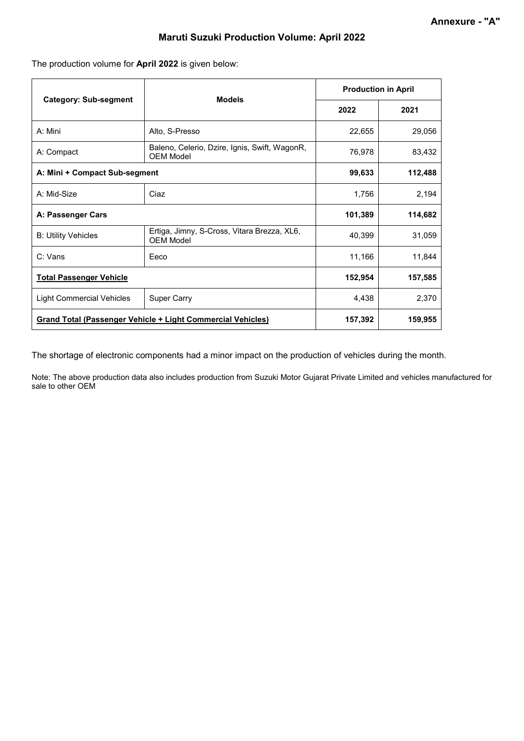**Annexure - "A"**

# Maruti Suzuki Production Volume: April 2022

The production volume for **April 2022** is given below:

| Category: Sub-segment | Models | Production in April | |
|---|---|---|---|
| | | 2022 | 2021 |
| A: Mini | Alto, S-Presso | 22,655 | 29,056 |
| A: Compact | Baleno, Celerio, Dzire, Ignis, Swift, WagonR, OEM Model | 76,978 | 83,432 |
| **A: Mini + Compact Sub-segment** | | **99,633** | **112,488** |
| A: Mid-Size | Ciaz | 1,756 | 2,194 |
| **A: Passenger Cars** | | **101,389** | **114,682** |
| B: Utility Vehicles | Ertiga, Jimny, S-Cross, Vitara Brezza, XL6, OEM Model | 40,399 | 31,059 |
| C: Vans | Eeco | 11,166 | 11,844 |
| **Total Passenger Vehicle** | | **152,954** | **157,585** |
| Light Commercial Vehicles | Super Carry | 4,438 | 2,370 |
| **Grand Total (Passenger Vehicle + Light Commercial Vehicles)** | | **157,392** | **159,955** |

The shortage of electronic components had a minor impact on the production of vehicles during the month.

Note: The above production data also includes production from Suzuki Motor Gujarat Private Limited and vehicles manufactured for sale to other OEM